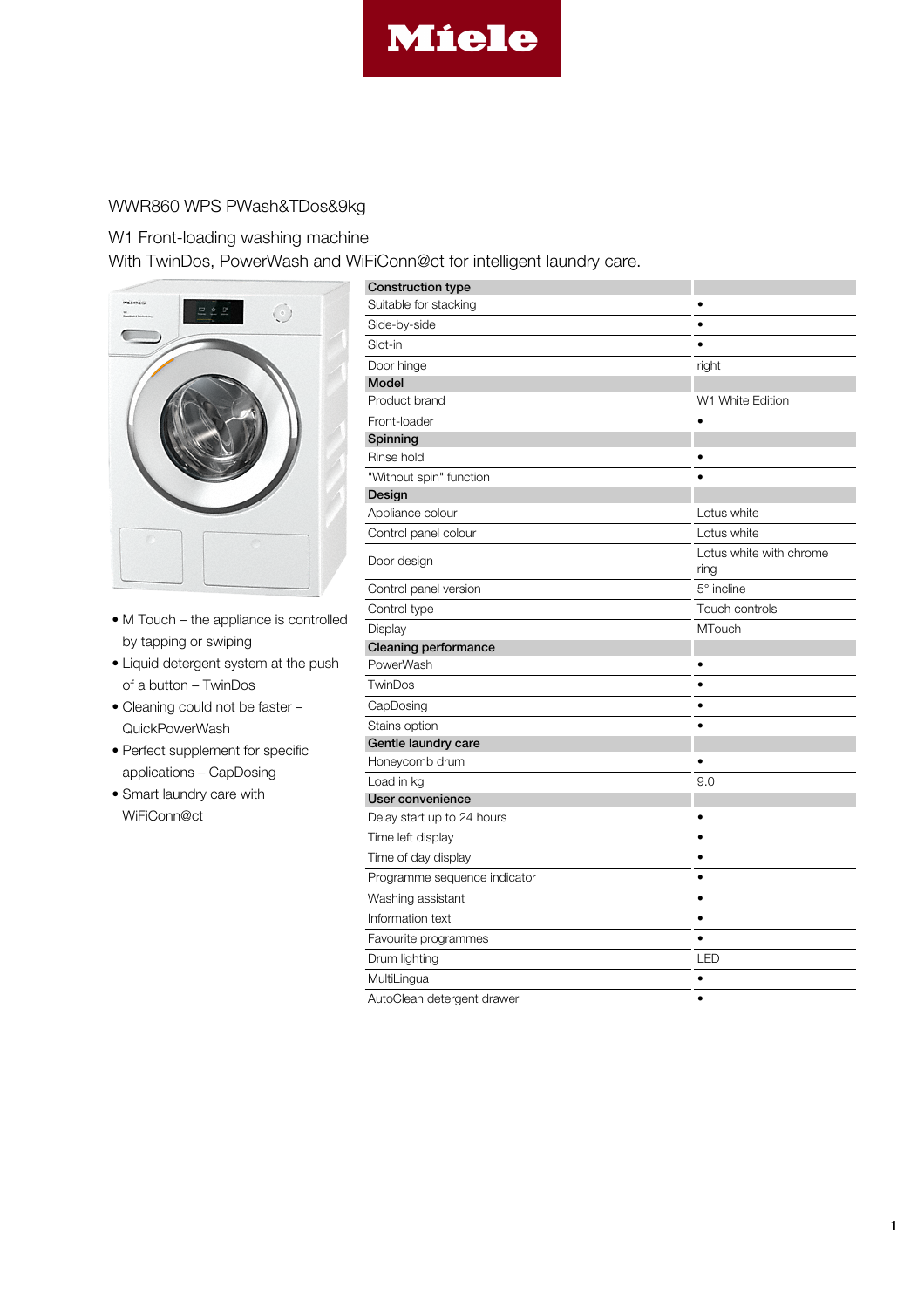Miele

# WWR860 WPS PWash&TDos&9kg

## W1 Front-loading washing machine
With TwinDos, PowerWash and WiFiConn@ct for intelligent laundry care.

- M Touch – the appliance is controlled by tapping or swiping
- Liquid detergent system at the push of a button – TwinDos
- Cleaning could not be faster – QuickPowerWash
- Perfect supplement for specific applications – CapDosing
- Smart laundry care with WiFiConn@ct

| **Construction type** | |
|---|---|
| Suitable for stacking | • |
| Side-by-side | • |
| Slot-in | • |
| Door hinge | right |
| **Model** | |
| Product brand | W1 White Edition |
| Front-loader | • |
| **Spinning** | |
| Rinse hold | • |
| "Without spin" function | • |
| **Design** | |
| Appliance colour | Lotus white |
| Control panel colour | Lotus white |
| Door design | Lotus white with chrome ring |
| Control panel version | 5° incline |
| Control type | Touch controls |
| Display | MTouch |
| **Cleaning performance** | |
| PowerWash | • |
| TwinDos | • |
| CapDosing | • |
| Stains option | • |
| **Gentle laundry care** | |
| Honeycomb drum | • |
| Load in kg | 9.0 |
| **User convenience** | |
| Delay start up to 24 hours | • |
| Time left display | • |
| Time of day display | • |
| Programme sequence indicator | • |
| Washing assistant | • |
| Information text | • |
| Favourite programmes | • |
| Drum lighting | LED |
| MultiLingua | • |
| AutoClean detergent drawer | • |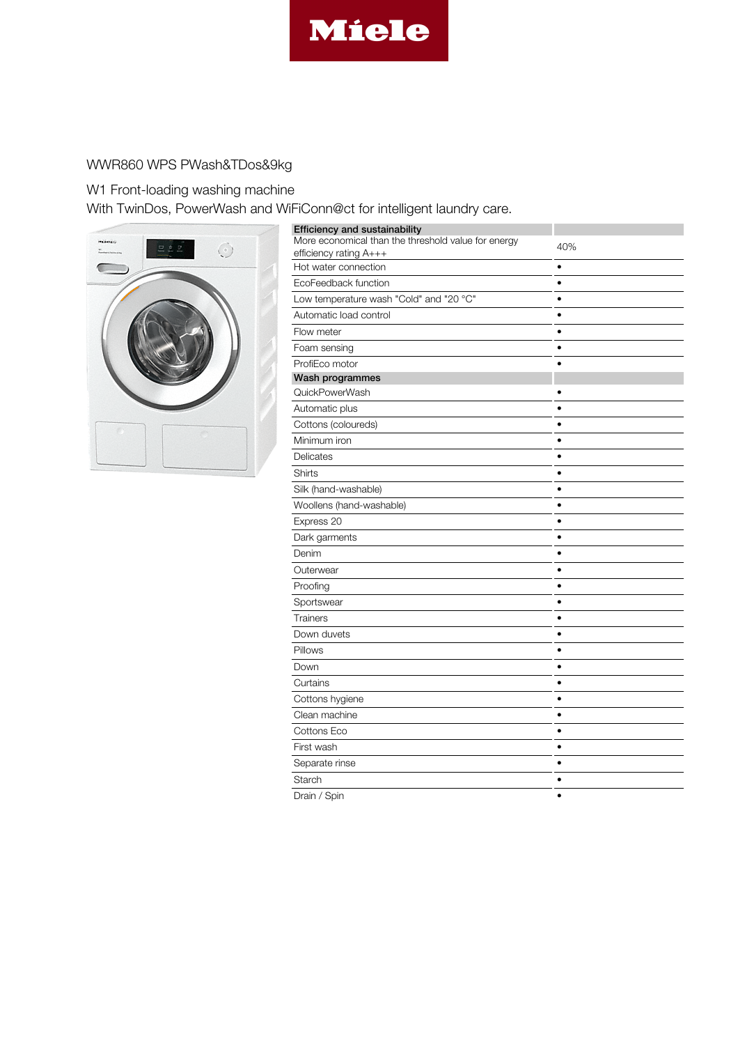WWR860 WPS PWash&TDos&9kg

W1 Front-loading washing machine
With TwinDos, PowerWash and WiFiConn@ct for intelligent laundry care.

| **Efficiency and sustainability** | |
|---|---|
| More economical than the threshold value for energy efficiency rating A+++ | 40% |
| Hot water connection | • |
| EcoFeedback function | • |
| Low temperature wash "Cold" and "20 °C" | • |
| Automatic load control | • |
| Flow meter | • |
| Foam sensing | • |
| ProfiEco motor | • |
| **Wash programmes** | |
| QuickPowerWash | • |
| Automatic plus | • |
| Cottons (coloureds) | • |
| Minimum iron | • |
| Delicates | • |
| Shirts | • |
| Silk (hand-washable) | • |
| Woollens (hand-washable) | • |
| Express 20 | • |
| Dark garments | • |
| Denim | • |
| Outerwear | • |
| Proofing | • |
| Sportswear | • |
| Trainers | • |
| Down duvets | • |
| Pillows | • |
| Down | • |
| Curtains | • |
| Cottons hygiene | • |
| Clean machine | • |
| Cottons Eco | • |
| First wash | • |
| Separate rinse | • |
| Starch | • |
| Drain / Spin | • |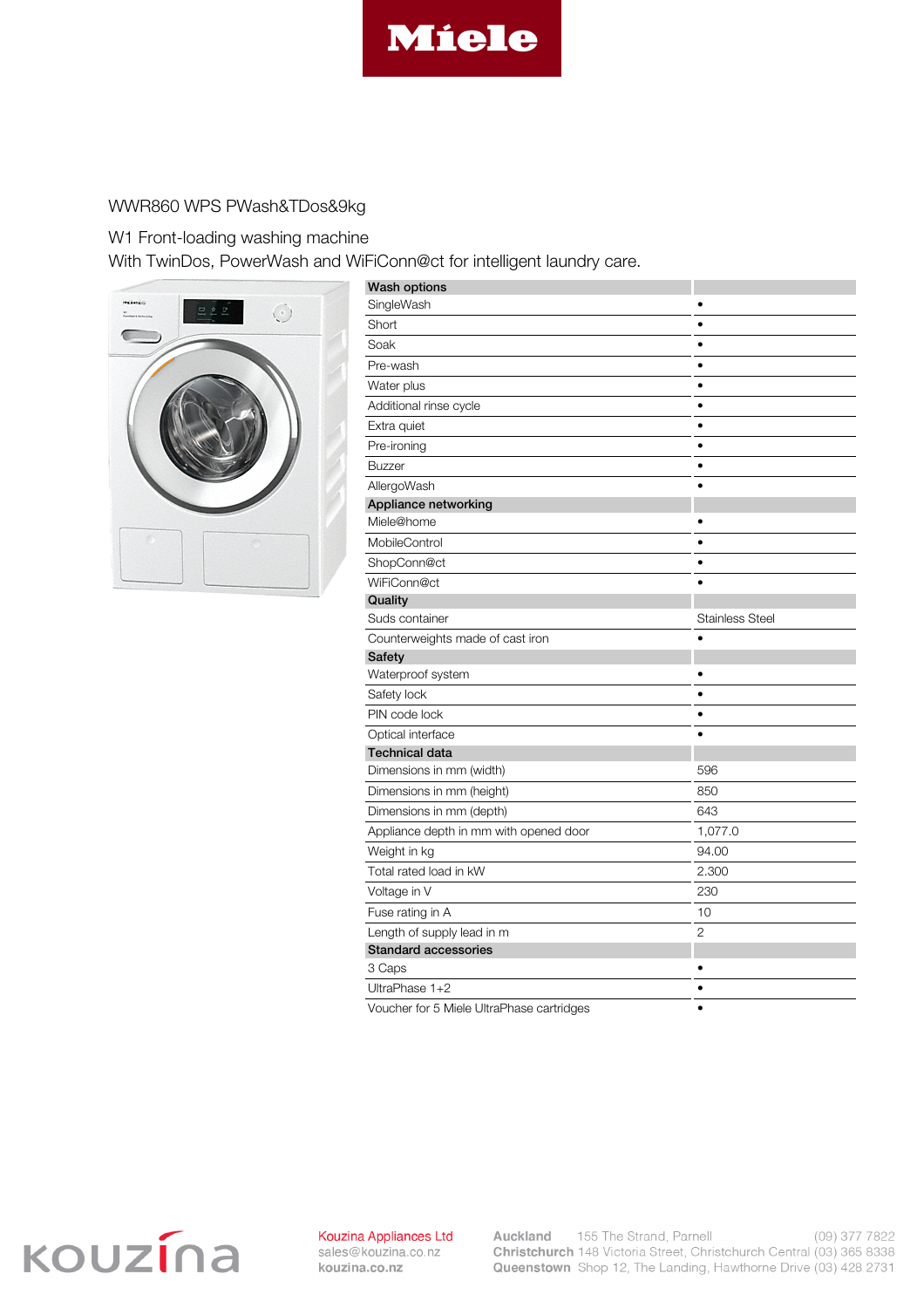WWR860 WPS PWash&TDos&9kg

W1 Front-loading washing machine
With TwinDos, PowerWash and WiFiConn@ct for intelligent laundry care.

| | |
|---|---|
| **Wash options** | |
| SingleWash | • |
| Short | • |
| Soak | • |
| Pre-wash | • |
| Water plus | • |
| Additional rinse cycle | • |
| Extra quiet | • |
| Pre-ironing | • |
| Buzzer | • |
| AllergoWash | • |
| **Appliance networking** | |
| Miele@home | • |
| MobileControl | • |
| ShopConn@ct | • |
| WiFiConn@ct | • |
| **Quality** | |
| Suds container | Stainless Steel |
| Counterweights made of cast iron | • |
| **Safety** | |
| Waterproof system | • |
| Safety lock | • |
| PIN code lock | • |
| Optical interface | • |
| **Technical data** | |
| Dimensions in mm (width) | 596 |
| Dimensions in mm (height) | 850 |
| Dimensions in mm (depth) | 643 |
| Appliance depth in mm with opened door | 1,077.0 |
| Weight in kg | 94.00 |
| Total rated load in kW | 2.300 |
| Voltage in V | 230 |
| Fuse rating in A | 10 |
| Length of supply lead in m | 2 |
| **Standard accessories** | |
| 3 Caps | • |
| UltraPhase 1+2 | • |
| Voucher for 5 Miele UltraPhase cartridges | • |

Kouzina Appliances Ltd
sales@kouzina.co.nz
kouzina.co.nz

**Auckland** 155 The Strand, Parnell (09) 377 7822
**Christchurch** 148 Victoria Street, Christchurch Central (03) 365 8338
**Queenstown** Shop 12, The Landing, Hawthorne Drive (03) 428 2731